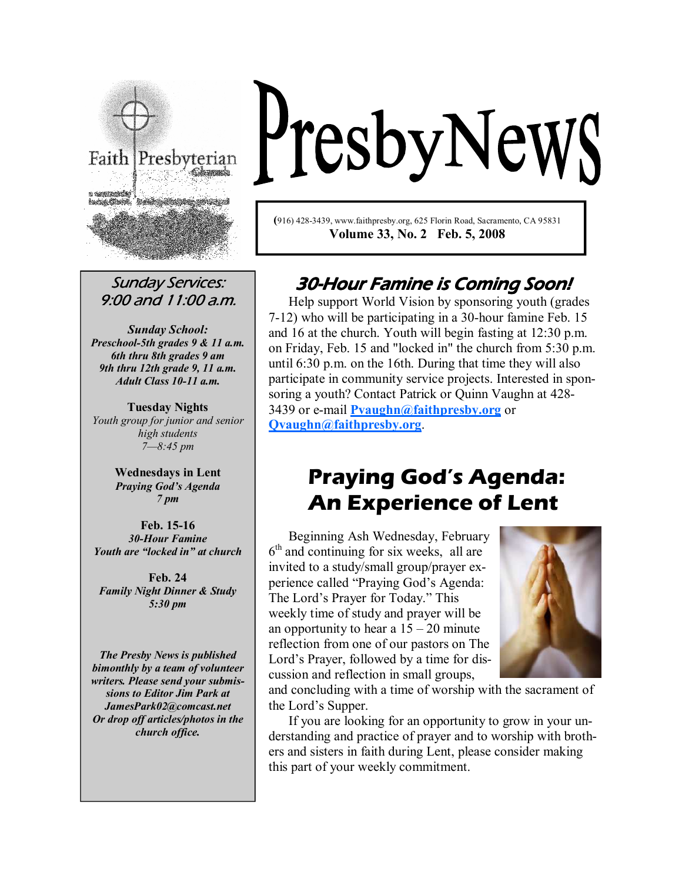Faith Presbyterian Church

# PresbyNews

(916) 428-3439, www.faithpresby.org, 625 Florin Road, Sacramento, CA 95831

**Volume 33, No. 2 Feb. 5, 2008**

## 30-Hour Famine is Coming Soon!

Help support World Vision by sponsoring youth (grades 7-12) who will be participating in a 30-hour famine Feb. 15 and 16 at the church. Youth will begin fasting at 12:30 p.m. on Friday, Feb. 15 and "locked in" the church from 5:30 p.m. until 6:30 p.m. on the 16th. During that time they will also participate in community service projects. Interested in sponsoring a youth? Contact Patrick or Quinn Vaughn at 428-3439 or e-mail **Pvaughn@faithpresby.org** or **Qvaughn@faithpresby.org**.

## Praying God's Agenda: An Experience of Lent

Beginning Ash Wednesday, February 6th and continuing for six weeks, all are invited to a study/small group/prayer experience called "Praying God's Agenda: The Lord's Prayer for Today." This weekly time of study and prayer will be an opportunity to hear a 15 – 20 minute reflection from one of our pastors on The Lord's Prayer, followed by a time for discussion and reflection in small groups, and concluding with a time of worship with the sacrament of the Lord's Supper.

If you are looking for an opportunity to grow in your understanding and practice of prayer and to worship with brothers and sisters in faith during Lent, please consider making this part of your weekly commitment.

---

### Sunday Services: 9:00 and 11:00 a.m.

***Sunday School:***
*Preschool-5th grades 9 & 11 a.m.*
*6th thru 8th grades 9 am*
*9th thru 12th grade 9, 11 a.m.*
*Adult Class 10-11 a.m.*

**Tuesday Nights**
*Youth group for junior and senior high students*
*7—8:45 pm*

**Wednesdays in Lent**
*Praying God's Agenda*
*7 pm*

**Feb. 15-16**
*30-Hour Famine*
*Youth are "locked in" at church*

**Feb. 24**
*Family Night Dinner & Study*
*5:30 pm*

*The Presby News is published bimonthly by a team of volunteer writers. Please send your submissions to Editor Jim Park at JamesPark02@comcast.net Or drop off articles/photos in the church office.*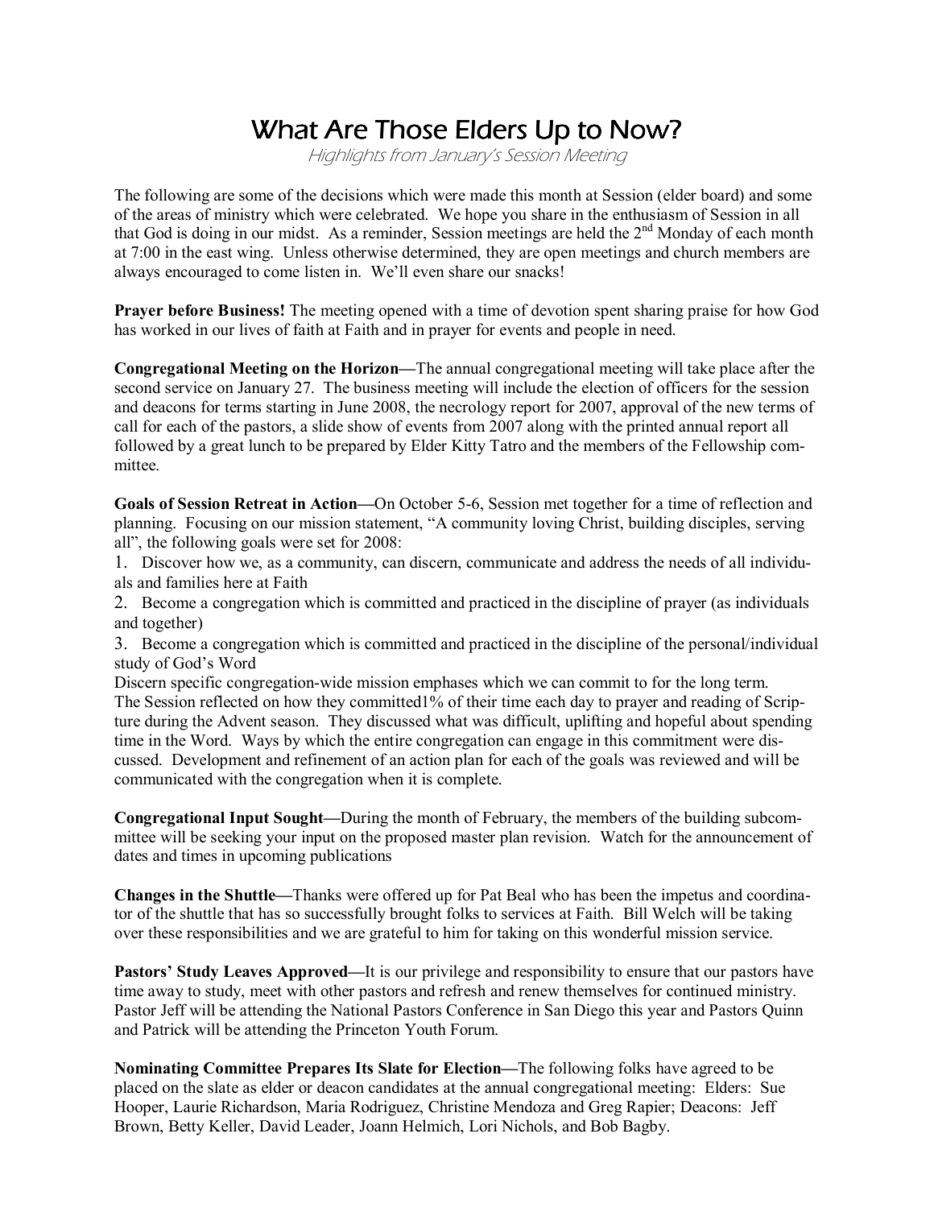# What Are Those Elders Up to Now?

*Highlights from January's Session Meeting*

The following are some of the decisions which were made this month at Session (elder board) and some of the areas of ministry which were celebrated. We hope you share in the enthusiasm of Session in all that God is doing in our midst. As a reminder, Session meetings are held the 2nd Monday of each month at 7:00 in the east wing. Unless otherwise determined, they are open meetings and church members are always encouraged to come listen in. We'll even share our snacks!

**Prayer before Business!** The meeting opened with a time of devotion spent sharing praise for how God has worked in our lives of faith at Faith and in prayer for events and people in need.

**Congregational Meeting on the Horizon—**The annual congregational meeting will take place after the second service on January 27. The business meeting will include the election of officers for the session and deacons for terms starting in June 2008, the necrology report for 2007, approval of the new terms of call for each of the pastors, a slide show of events from 2007 along with the printed annual report all followed by a great lunch to be prepared by Elder Kitty Tatro and the members of the Fellowship committee.

**Goals of Session Retreat in Action—**On October 5-6, Session met together for a time of reflection and planning. Focusing on our mission statement, "A community loving Christ, building disciples, serving all", the following goals were set for 2008:

1. Discover how we, as a community, can discern, communicate and address the needs of all individuals and families here at Faith
2. Become a congregation which is committed and practiced in the discipline of prayer (as individuals and together)
3. Become a congregation which is committed and practiced in the discipline of the personal/individual study of God's Word

Discern specific congregation-wide mission emphases which we can commit to for the long term.
The Session reflected on how they committed1% of their time each day to prayer and reading of Scripture during the Advent season. They discussed what was difficult, uplifting and hopeful about spending time in the Word. Ways by which the entire congregation can engage in this commitment were discussed. Development and refinement of an action plan for each of the goals was reviewed and will be communicated with the congregation when it is complete.

**Congregational Input Sought—**During the month of February, the members of the building subcommittee will be seeking your input on the proposed master plan revision. Watch for the announcement of dates and times in upcoming publications

**Changes in the Shuttle—**Thanks were offered up for Pat Beal who has been the impetus and coordinator of the shuttle that has so successfully brought folks to services at Faith. Bill Welch will be taking over these responsibilities and we are grateful to him for taking on this wonderful mission service.

**Pastors' Study Leaves Approved—**It is our privilege and responsibility to ensure that our pastors have time away to study, meet with other pastors and refresh and renew themselves for continued ministry. Pastor Jeff will be attending the National Pastors Conference in San Diego this year and Pastors Quinn and Patrick will be attending the Princeton Youth Forum.

**Nominating Committee Prepares Its Slate for Election—**The following folks have agreed to be placed on the slate as elder or deacon candidates at the annual congregational meeting: Elders: Sue Hooper, Laurie Richardson, Maria Rodriguez, Christine Mendoza and Greg Rapier; Deacons: Jeff Brown, Betty Keller, David Leader, Joann Helmich, Lori Nichols, and Bob Bagby.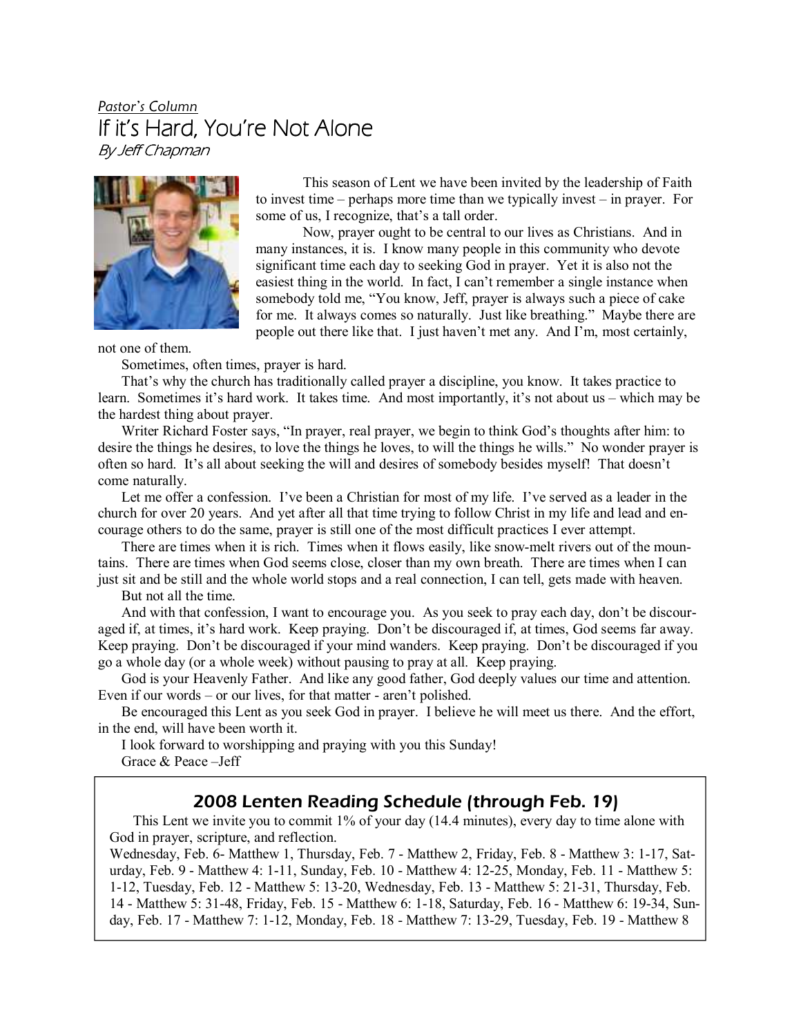*Pastor's Column*

# If it's Hard, You're Not Alone

*By Jeff Chapman*

This season of Lent we have been invited by the leadership of Faith to invest time – perhaps more time than we typically invest – in prayer. For some of us, I recognize, that's a tall order.

Now, prayer ought to be central to our lives as Christians. And in many instances, it is. I know many people in this community who devote significant time each day to seeking God in prayer. Yet it is also not the easiest thing in the world. In fact, I can't remember a single instance when somebody told me, "You know, Jeff, prayer is always such a piece of cake for me. It always comes so naturally. Just like breathing." Maybe there are people out there like that. I just haven't met any. And I'm, most certainly, not one of them.

Sometimes, often times, prayer is hard.

That's why the church has traditionally called prayer a discipline, you know. It takes practice to learn. Sometimes it's hard work. It takes time. And most importantly, it's not about us – which may be the hardest thing about prayer.

Writer Richard Foster says, "In prayer, real prayer, we begin to think God's thoughts after him: to desire the things he desires, to love the things he loves, to will the things he wills." No wonder prayer is often so hard. It's all about seeking the will and desires of somebody besides myself! That doesn't come naturally.

Let me offer a confession. I've been a Christian for most of my life. I've served as a leader in the church for over 20 years. And yet after all that time trying to follow Christ in my life and lead and encourage others to do the same, prayer is still one of the most difficult practices I ever attempt.

There are times when it is rich. Times when it flows easily, like snow-melt rivers out of the mountains. There are times when God seems close, closer than my own breath. There are times when I can just sit and be still and the whole world stops and a real connection, I can tell, gets made with heaven.

But not all the time.

And with that confession, I want to encourage you. As you seek to pray each day, don't be discouraged if, at times, it's hard work. Keep praying. Don't be discouraged if, at times, God seems far away. Keep praying. Don't be discouraged if your mind wanders. Keep praying. Don't be discouraged if you go a whole day (or a whole week) without pausing to pray at all. Keep praying.

God is your Heavenly Father. And like any good father, God deeply values our time and attention. Even if our words – or our lives, for that matter - aren't polished.

Be encouraged this Lent as you seek God in prayer. I believe he will meet us there. And the effort, in the end, will have been worth it.

I look forward to worshipping and praying with you this Sunday!

Grace & Peace –Jeff

## 2008 Lenten Reading Schedule (through Feb. 19)

This Lent we invite you to commit 1% of your day (14.4 minutes), every day to time alone with God in prayer, scripture, and reflection.

Wednesday, Feb. 6- Matthew 1, Thursday, Feb. 7 - Matthew 2, Friday, Feb. 8 - Matthew 3: 1-17, Saturday, Feb. 9 - Matthew 4: 1-11, Sunday, Feb. 10 - Matthew 4: 12-25, Monday, Feb. 11 - Matthew 5: 1-12, Tuesday, Feb. 12 - Matthew 5: 13-20, Wednesday, Feb. 13 - Matthew 5: 21-31, Thursday, Feb. 14 - Matthew 5: 31-48, Friday, Feb. 15 - Matthew 6: 1-18, Saturday, Feb. 16 - Matthew 6: 19-34, Sunday, Feb. 17 - Matthew 7: 1-12, Monday, Feb. 18 - Matthew 7: 13-29, Tuesday, Feb. 19 - Matthew 8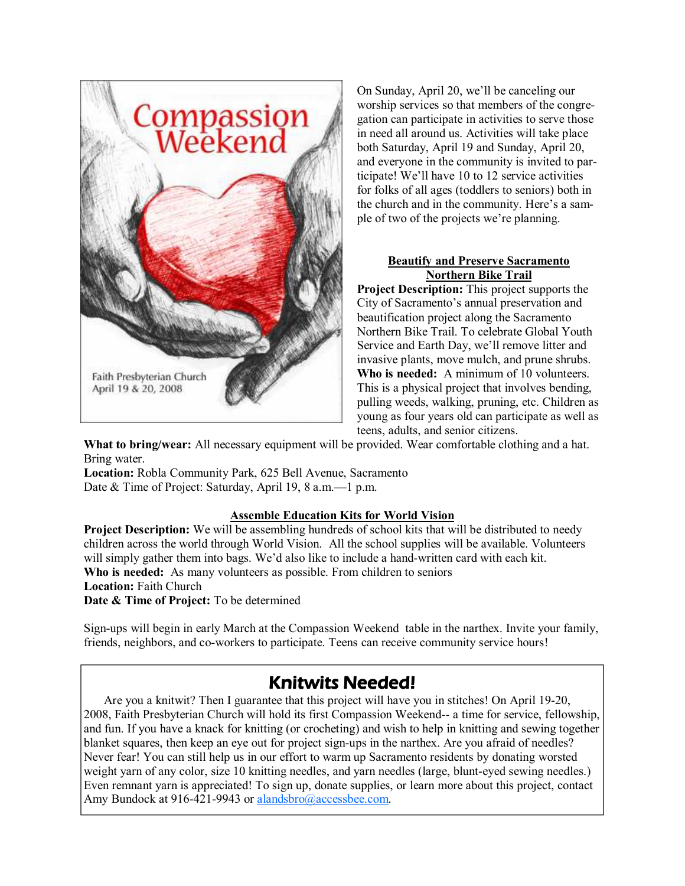Compassion Weekend

Faith Presbyterian Church
April 19 & 20, 2008

On Sunday, April 20, we'll be canceling our worship services so that members of the congregation can participate in activities to serve those in need all around us. Activities will take place both Saturday, April 19 and Sunday, April 20, and everyone in the community is invited to participate! We'll have 10 to 12 service activities for folks of all ages (toddlers to seniors) both in the church and in the community. Here's a sample of two of the projects we're planning.

**Beautify and Preserve Sacramento Northern Bike Trail**

**Project Description:** This project supports the City of Sacramento's annual preservation and beautification project along the Sacramento Northern Bike Trail. To celebrate Global Youth Service and Earth Day, we'll remove litter and invasive plants, move mulch, and prune shrubs.
**Who is needed:** A minimum of 10 volunteers. This is a physical project that involves bending, pulling weeds, walking, pruning, etc. Children as young as four years old can participate as well as teens, adults, and senior citizens.
**What to bring/wear:** All necessary equipment will be provided. Wear comfortable clothing and a hat. Bring water.
**Location:** Robla Community Park, 625 Bell Avenue, Sacramento
Date & Time of Project: Saturday, April 19, 8 a.m.—1 p.m.

**Assemble Education Kits for World Vision**

**Project Description:** We will be assembling hundreds of school kits that will be distributed to needy children across the world through World Vision. All the school supplies will be available. Volunteers will simply gather them into bags. We'd also like to include a hand-written card with each kit.
**Who is needed:** As many volunteers as possible. From children to seniors
**Location:** Faith Church
**Date & Time of Project:** To be determined

Sign-ups will begin in early March at the Compassion Weekend table in the narthex. Invite your family, friends, neighbors, and co-workers to participate. Teens can receive community service hours!

## Knitwits Needed!

Are you a knitwit? Then I guarantee that this project will have you in stitches! On April 19-20, 2008, Faith Presbyterian Church will hold its first Compassion Weekend-- a time for service, fellowship, and fun. If you have a knack for knitting (or crocheting) and wish to help in knitting and sewing together blanket squares, then keep an eye out for project sign-ups in the narthex. Are you afraid of needles? Never fear! You can still help us in our effort to warm up Sacramento residents by donating worsted weight yarn of any color, size 10 knitting needles, and yarn needles (large, blunt-eyed sewing needles.) Even remnant yarn is appreciated! To sign up, donate supplies, or learn more about this project, contact Amy Bundock at 916-421-9943 or alandsbro@accessbee.com.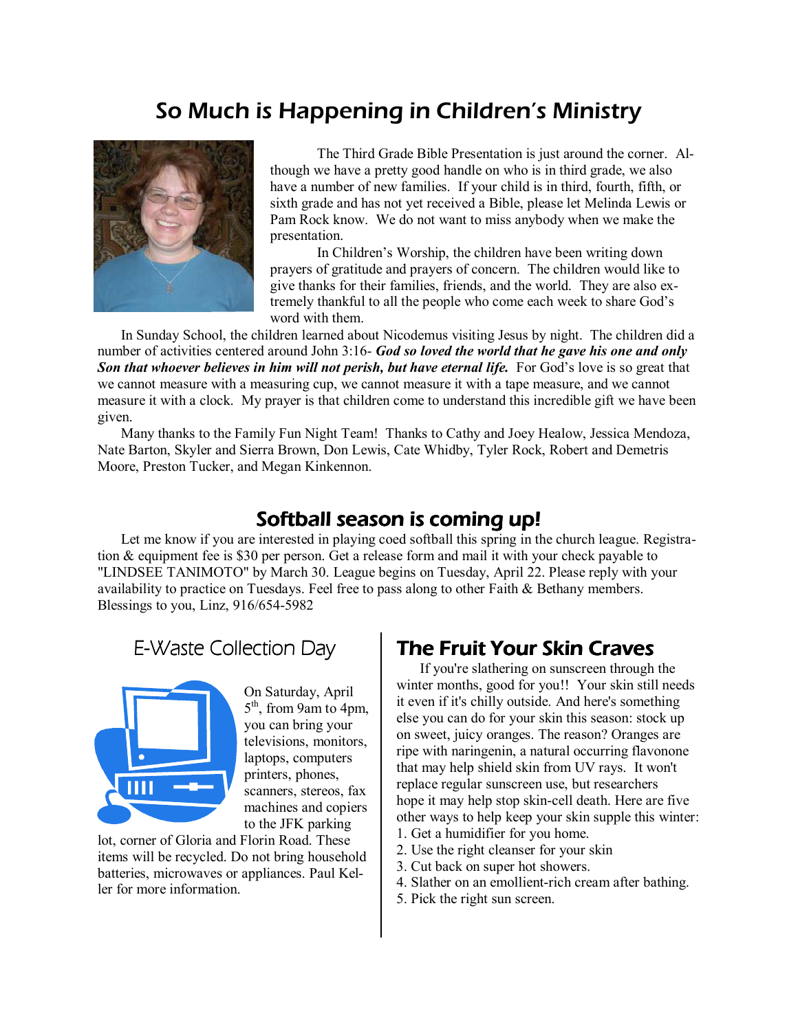## So Much is Happening in Children's Ministry

The Third Grade Bible Presentation is just around the corner. Although we have a pretty good handle on who is in third grade, we also have a number of new families. If your child is in third, fourth, fifth, or sixth grade and has not yet received a Bible, please let Melinda Lewis or Pam Rock know. We do not want to miss anybody when we make the presentation.

In Children's Worship, the children have been writing down prayers of gratitude and prayers of concern. The children would like to give thanks for their families, friends, and the world. They are also extremely thankful to all the people who come each week to share God's word with them.

In Sunday School, the children learned about Nicodemus visiting Jesus by night. The children did a number of activities centered around John 3:16- ***God so loved the world that he gave his one and only Son that whoever believes in him will not perish, but have eternal life.*** For God's love is so great that we cannot measure with a measuring cup, we cannot measure it with a tape measure, and we cannot measure it with a clock. My prayer is that children come to understand this incredible gift we have been given.

Many thanks to the Family Fun Night Team! Thanks to Cathy and Joey Healow, Jessica Mendoza, Nate Barton, Skyler and Sierra Brown, Don Lewis, Cate Whidby, Tyler Rock, Robert and Demetris Moore, Preston Tucker, and Megan Kinkennon.

## Softball season is coming up!

Let me know if you are interested in playing coed softball this spring in the church league. Registration & equipment fee is $30 per person. Get a release form and mail it with your check payable to "LINDSEE TANIMOTO" by March 30. League begins on Tuesday, April 22. Please reply with your availability to practice on Tuesdays. Feel free to pass along to other Faith & Bethany members. Blessings to you, Linz, 916/654-5982

## E-Waste Collection Day

On Saturday, April 5th, from 9am to 4pm, you can bring your televisions, monitors, laptops, computers printers, phones, scanners, stereos, fax machines and copiers to the JFK parking lot, corner of Gloria and Florin Road. These items will be recycled. Do not bring household batteries, microwaves or appliances. Paul Keller for more information.

## The Fruit Your Skin Craves

If you're slathering on sunscreen through the winter months, good for you!! Your skin still needs it even if it's chilly outside. And here's something else you can do for your skin this season: stock up on sweet, juicy oranges. The reason? Oranges are ripe with naringenin, a natural occurring flavonone that may help shield skin from UV rays. It won't replace regular sunscreen use, but researchers hope it may help stop skin-cell death. Here are five other ways to help keep your skin supple this winter:

1. Get a humidifier for you home.
2. Use the right cleanser for your skin
3. Cut back on super hot showers.
4. Slather on an emollient-rich cream after bathing.
5. Pick the right sun screen.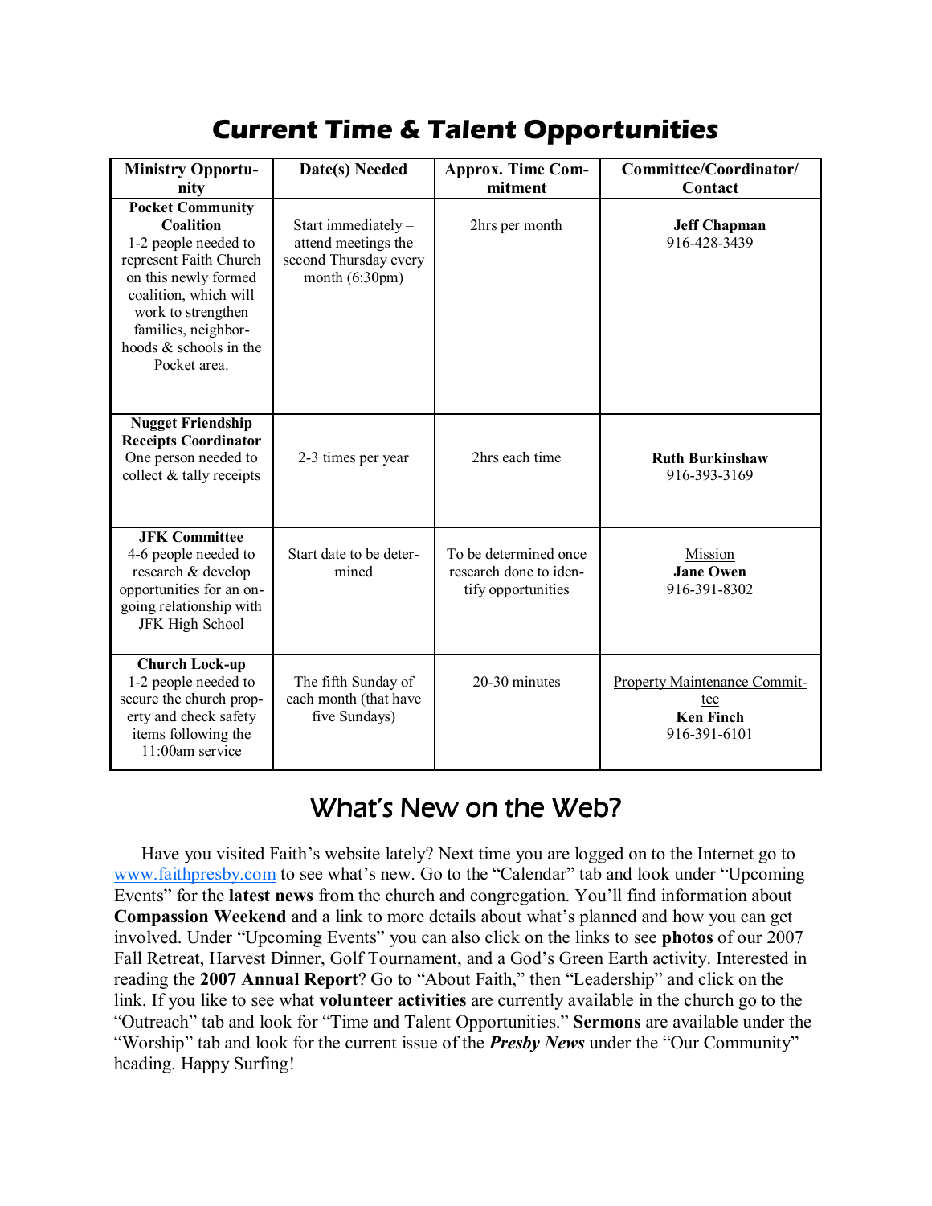# Current Time & Talent Opportunities

| Ministry Opportunity | Date(s) Needed | Approx. Time Commitment | Committee/Coordinator/ Contact |
|---|---|---|---|
| **Pocket Community Coalition** 1-2 people needed to represent Faith Church on this newly formed coalition, which will work to strengthen families, neighborhoods & schools in the Pocket area. | Start immediately – attend meetings the second Thursday every month (6:30pm) | 2hrs per month | **Jeff Chapman** 916-428-3439 |
| **Nugget Friendship Receipts Coordinator** One person needed to collect & tally receipts | 2-3 times per year | 2hrs each time | **Ruth Burkinshaw** 916-393-3169 |
| **JFK Committee** 4-6 people needed to research & develop opportunities for an on-going relationship with JFK High School | Start date to be determined | To be determined once research done to identify opportunities | Mission **Jane Owen** 916-391-8302 |
| **Church Lock-up** 1-2 people needed to secure the church property and check safety items following the 11:00am service | The fifth Sunday of each month (that have five Sundays) | 20-30 minutes | Property Maintenance Committee **Ken Finch** 916-391-6101 |

# What's New on the Web?

Have you visited Faith's website lately? Next time you are logged on to the Internet go to www.faithpresby.com to see what's new. Go to the "Calendar" tab and look under "Upcoming Events" for the **latest news** from the church and congregation. You'll find information about **Compassion Weekend** and a link to more details about what's planned and how you can get involved. Under "Upcoming Events" you can also click on the links to see **photos** of our 2007 Fall Retreat, Harvest Dinner, Golf Tournament, and a God's Green Earth activity. Interested in reading the **2007 Annual Report**? Go to "About Faith," then "Leadership" and click on the link. If you like to see what **volunteer activities** are currently available in the church go to the "Outreach" tab and look for "Time and Talent Opportunities." **Sermons** are available under the "Worship" tab and look for the current issue of the ***Presby News*** under the "Our Community" heading. Happy Surfing!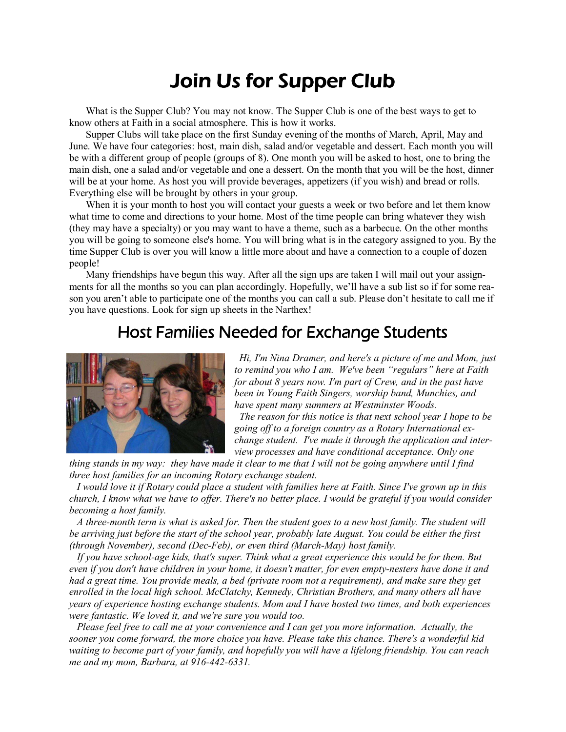# Join Us for Supper Club

What is the Supper Club? You may not know. The Supper Club is one of the best ways to get to know others at Faith in a social atmosphere. This is how it works.

Supper Clubs will take place on the first Sunday evening of the months of March, April, May and June. We have four categories: host, main dish, salad and/or vegetable and dessert. Each month you will be with a different group of people (groups of 8). One month you will be asked to host, one to bring the main dish, one a salad and/or vegetable and one a dessert. On the month that you will be the host, dinner will be at your home. As host you will provide beverages, appetizers (if you wish) and bread or rolls. Everything else will be brought by others in your group.

When it is your month to host you will contact your guests a week or two before and let them know what time to come and directions to your home. Most of the time people can bring whatever they wish (they may have a specialty) or you may want to have a theme, such as a barbecue. On the other months you will be going to someone else's home. You will bring what is in the category assigned to you. By the time Supper Club is over you will know a little more about and have a connection to a couple of dozen people!

Many friendships have begun this way. After all the sign ups are taken I will mail out your assignments for all the months so you can plan accordingly. Hopefully, we'll have a sub list so if for some reason you aren't able to participate one of the months you can call a sub. Please don't hesitate to call me if you have questions. Look for sign up sheets in the Narthex!

## Host Families Needed for Exchange Students

*Hi, I'm Nina Dramer, and here's a picture of me and Mom, just to remind you who I am. We've been "regulars" here at Faith for about 8 years now. I'm part of Crew, and in the past have been in Young Faith Singers, worship band, Munchies, and have spent many summers at Westminster Woods.*

*The reason for this notice is that next school year I hope to be going off to a foreign country as a Rotary International exchange student. I've made it through the application and interview processes and have conditional acceptance. Only one thing stands in my way: they have made it clear to me that I will not be going anywhere until I find three host families for an incoming Rotary exchange student.*

*I would love it if Rotary could place a student with families here at Faith. Since I've grown up in this church, I know what we have to offer. There's no better place. I would be grateful if you would consider becoming a host family.*

*A three-month term is what is asked for. Then the student goes to a new host family. The student will be arriving just before the start of the school year, probably late August. You could be either the first (through November), second (Dec-Feb), or even third (March-May) host family.*

*If you have school-age kids, that's super. Think what a great experience this would be for them. But even if you don't have children in your home, it doesn't matter, for even empty-nesters have done it and had a great time. You provide meals, a bed (private room not a requirement), and make sure they get enrolled in the local high school. McClatchy, Kennedy, Christian Brothers, and many others all have years of experience hosting exchange students. Mom and I have hosted two times, and both experiences were fantastic. We loved it, and we're sure you would too.*

*Please feel free to call me at your convenience and I can get you more information. Actually, the sooner you come forward, the more choice you have. Please take this chance. There's a wonderful kid waiting to become part of your family, and hopefully you will have a lifelong friendship. You can reach me and my mom, Barbara, at 916-442-6331.*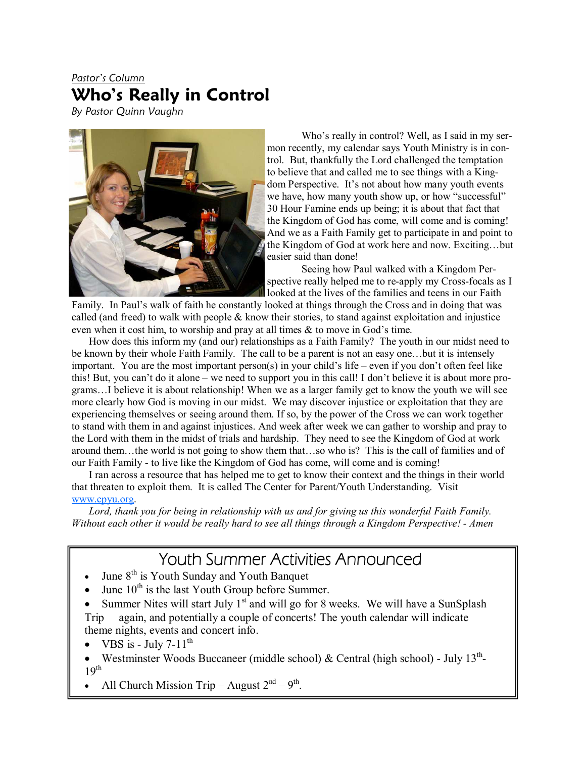*Pastor's Column*

# Who's Really in Control

*By Pastor Quinn Vaughn*

Who's really in control? Well, as I said in my sermon recently, my calendar says Youth Ministry is in control. But, thankfully the Lord challenged the temptation to believe that and called me to see things with a Kingdom Perspective. It's not about how many youth events we have, how many youth show up, or how "successful" 30 Hour Famine ends up being; it is about that fact that the Kingdom of God has come, will come and is coming! And we as a Faith Family get to participate in and point to the Kingdom of God at work here and now. Exciting…but easier said than done!

Seeing how Paul walked with a Kingdom Perspective really helped me to re-apply my Cross-focals as I looked at the lives of the families and teens in our Faith Family. In Paul's walk of faith he constantly looked at things through the Cross and in doing that was called (and freed) to walk with people & know their stories, to stand against exploitation and injustice even when it cost him, to worship and pray at all times & to move in God's time.

How does this inform my (and our) relationships as a Faith Family? The youth in our midst need to be known by their whole Faith Family. The call to be a parent is not an easy one…but it is intensely important. You are the most important person(s) in your child's life – even if you don't often feel like this! But, you can't do it alone – we need to support you in this call! I don't believe it is about more programs…I believe it is about relationship! When we as a larger family get to know the youth we will see more clearly how God is moving in our midst. We may discover injustice or exploitation that they are experiencing themselves or seeing around them. If so, by the power of the Cross we can work together to stand with them in and against injustices. And week after week we can gather to worship and pray to the Lord with them in the midst of trials and hardship. They need to see the Kingdom of God at work around them…the world is not going to show them that…so who is? This is the call of families and of our Faith Family - to live like the Kingdom of God has come, will come and is coming!

I ran across a resource that has helped me to get to know their context and the things in their world that threaten to exploit them. It is called The Center for Parent/Youth Understanding. Visit www.cpyu.org.

*Lord, thank you for being in relationship with us and for giving us this wonderful Faith Family. Without each other it would be really hard to see all things through a Kingdom Perspective! - Amen*

## Youth Summer Activities Announced

- June 8th is Youth Sunday and Youth Banquet
- June 10th is the last Youth Group before Summer.
- Summer Nites will start July 1st and will go for 8 weeks. We will have a SunSplash Trip again, and potentially a couple of concerts! The youth calendar will indicate theme nights, events and concert info.
- VBS is - July 7-11th
- Westminster Woods Buccaneer (middle school) & Central (high school) - July 13th-19th
- All Church Mission Trip – August 2nd – 9th.